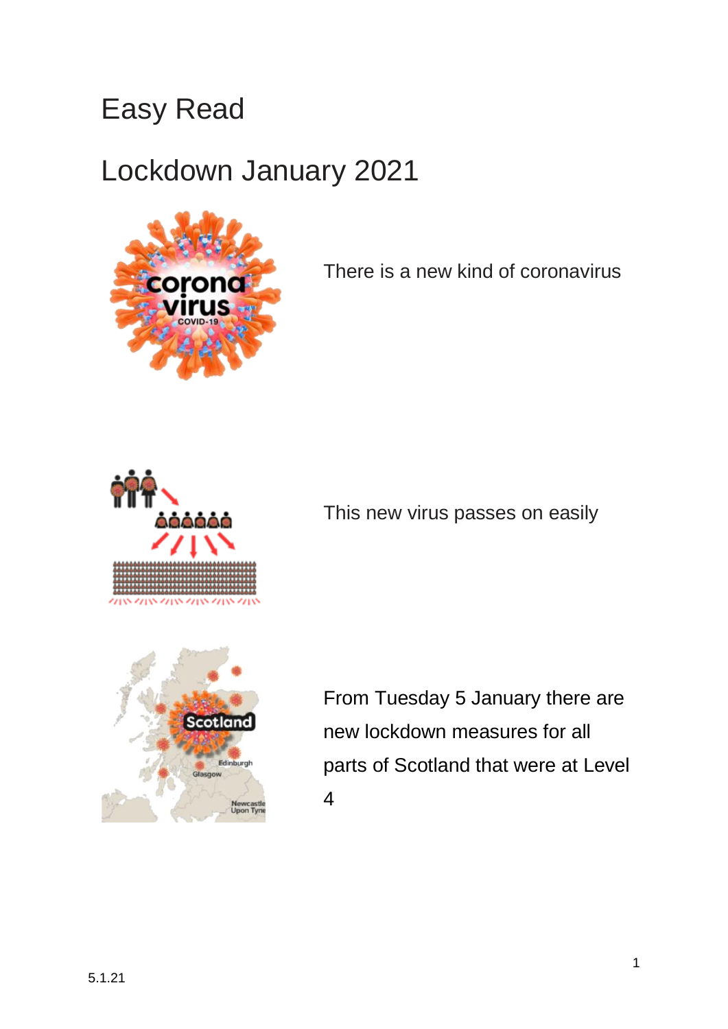# Easy Read

# Lockdown January 2021

There is a new kind of coronavirus

This new virus passes on easily

From Tuesday 5 January there are new lockdown measures for all parts of Scotland that were at Level 4

5.1.21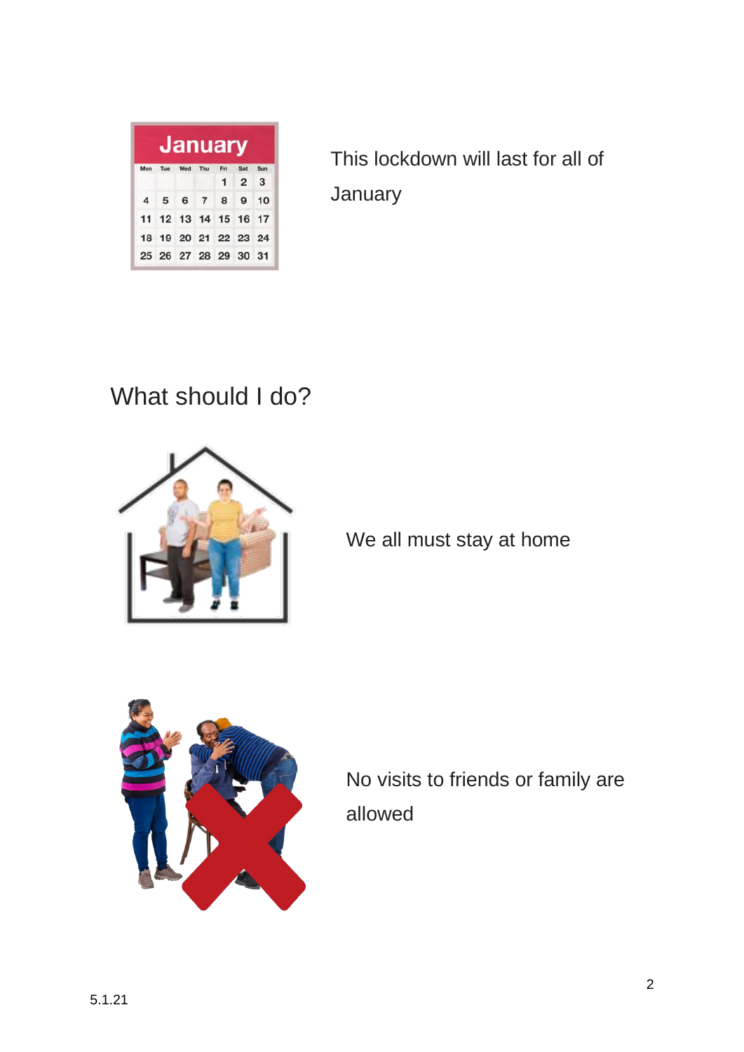This lockdown will last for all of January

## What should I do?

We all must stay at home

No visits to friends or family are allowed

5.1.21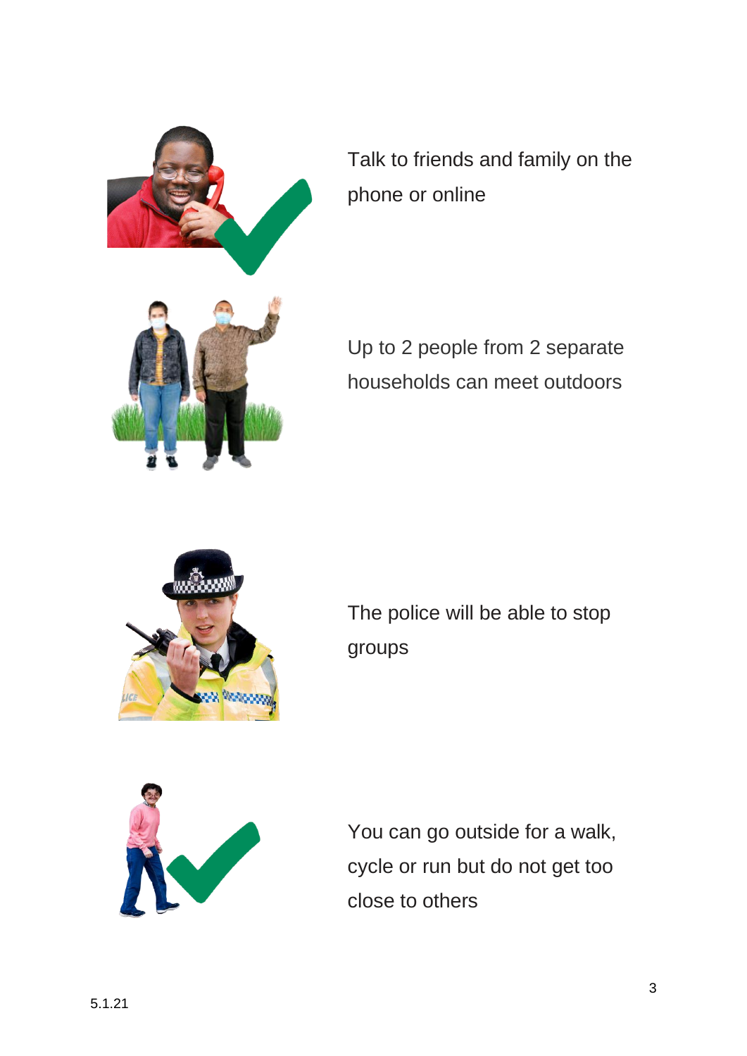Talk to friends and family on the phone or online

Up to 2 people from 2 separate households can meet outdoors

The police will be able to stop groups

You can go outside for a walk, cycle or run but do not get too close to others

5.1.21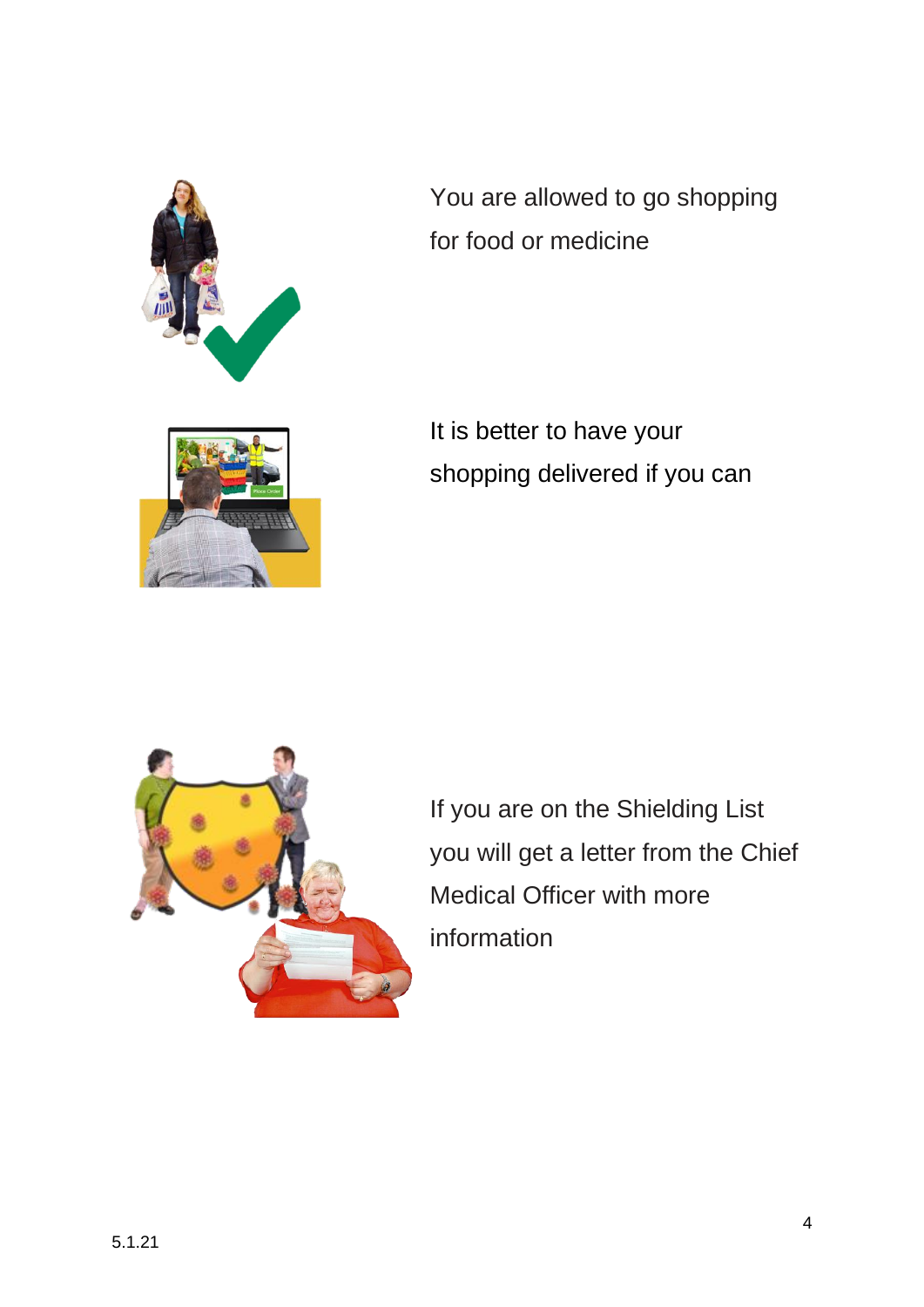You are allowed to go shopping for food or medicine

It is better to have your shopping delivered if you can

If you are on the Shielding List you will get a letter from the Chief Medical Officer with more information

5.1.21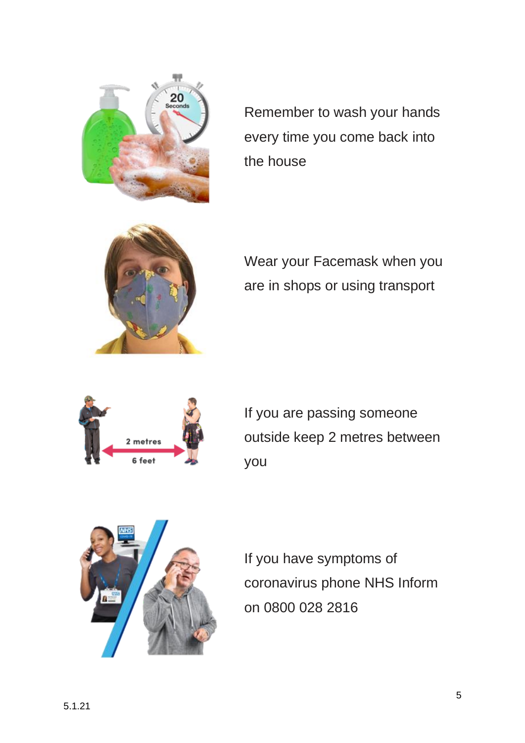Remember to wash your hands every time you come back into the house

Wear your Facemask when you are in shops or using transport

If you are passing someone outside keep 2 metres between you

If you have symptoms of coronavirus phone NHS Inform on 0800 028 2816

5.1.21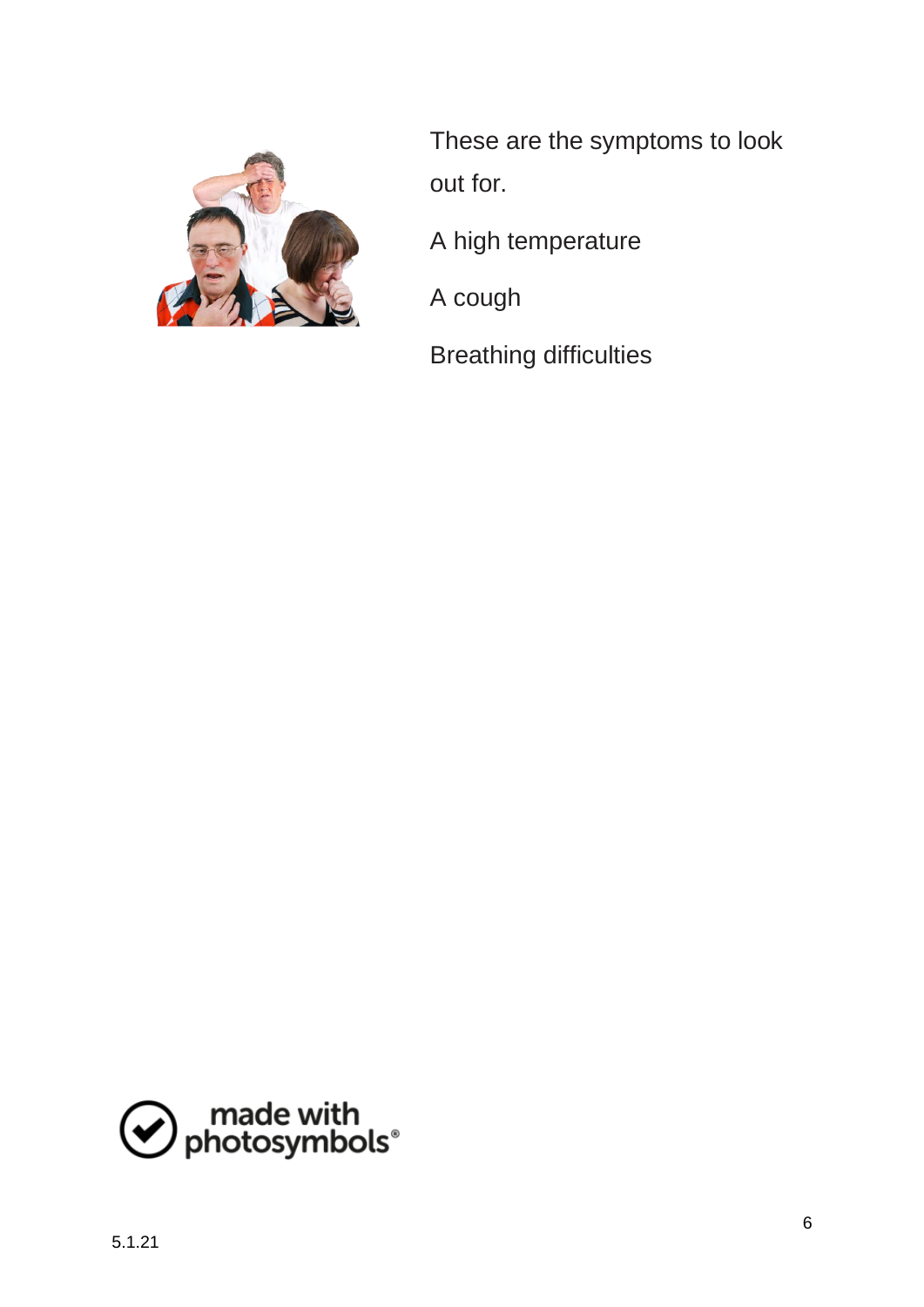These are the symptoms to look out for.

A high temperature

A cough

Breathing difficulties

made with photosymbols®

5.1.21